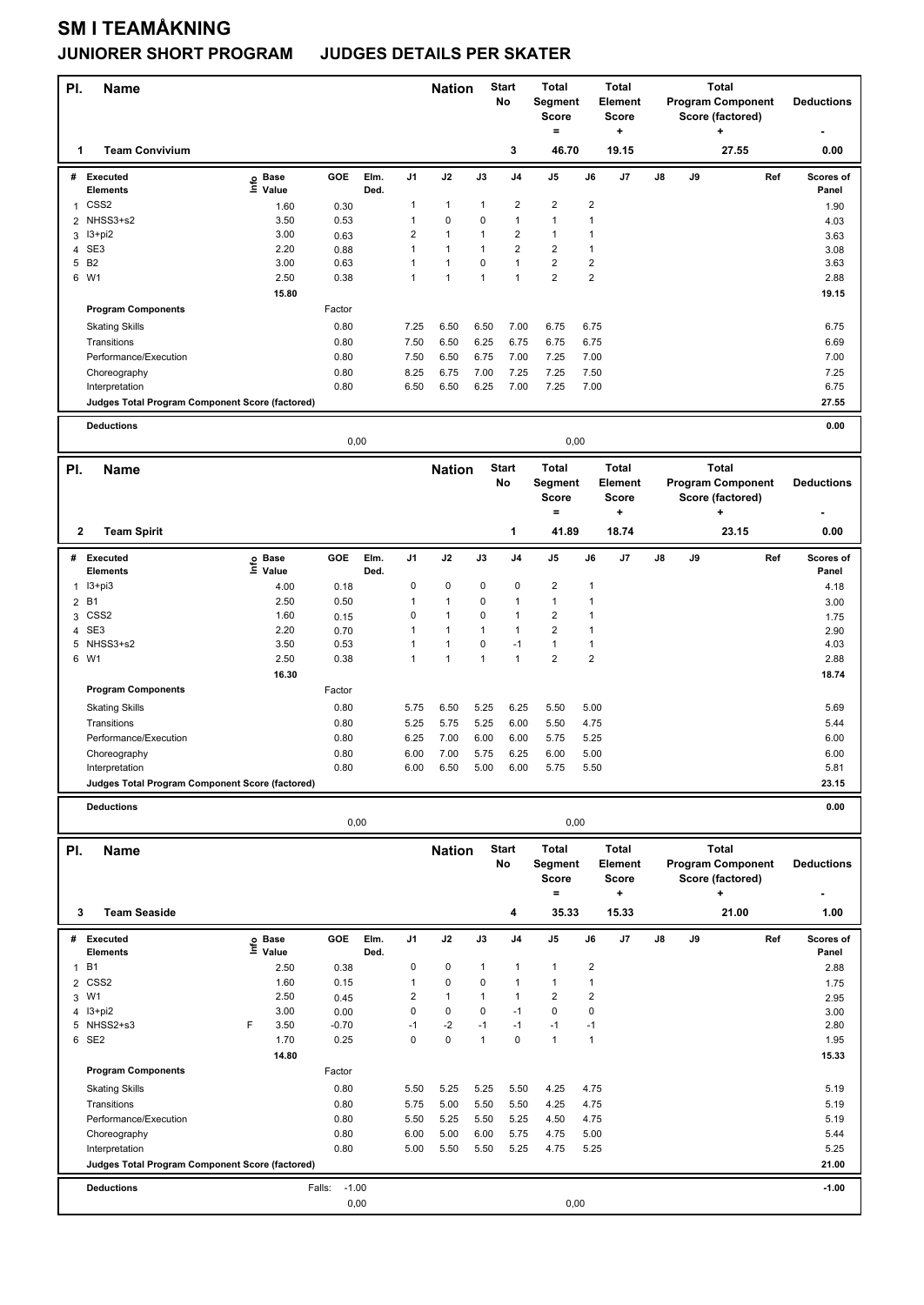# SM I TEAMÅKNING

## JUNIORER SHORT PROGRAM JUDGES DETAILS PER SKATER

| Pl. | Name | Nation | Start No | Total Segment Score = | Total Element Score + | Total Program Component Score (factored) + | Deductions - |
|---|---|---|---|---|---|---|---|
| 1 | Team Convivium | | 3 | 46.70 | 19.15 | 27.55 | 0.00 |

| # | Executed Elements | Info | Base Value | GOE | Elm. Ded. | J1 | J2 | J3 | J4 | J5 | J6 | J7 | J8 | J9 | Ref | Scores of Panel |
|---|---|---|---|---|---|---|---|---|---|---|---|---|---|---|---|---|
| 1 | CSS2 | | 1.60 | 0.30 | | 1 | 1 | 1 | 2 | 2 | 2 | | | | | 1.90 |
| 2 | NHSS3+s2 | | 3.50 | 0.53 | | 1 | 0 | 0 | 1 | 1 | 1 | | | | | 4.03 |
| 3 | I3+pi2 | | 3.00 | 0.63 | | 2 | 1 | 1 | 2 | 1 | 1 | | | | | 3.63 |
| 4 | SE3 | | 2.20 | 0.88 | | 1 | 1 | 1 | 2 | 2 | 1 | | | | | 3.08 |
| 5 | B2 | | 3.00 | 0.63 | | 1 | 1 | 0 | 1 | 2 | 2 | | | | | 3.63 |
| 6 | W1 | | 2.50 | 0.38 | | 1 | 1 | 1 | 1 | 2 | 2 | | | | | 2.88 |
| | | | 15.80 | | | | | | | | | | | | | 19.15 |

| Program Components | Factor | J1 | J2 | J3 | J4 | J5 | J6 | J7 | J8 | J9 | Scores of Panel |
|---|---|---|---|---|---|---|---|---|---|---|---|
| Skating Skills | 0.80 | 7.25 | 6.50 | 6.50 | 7.00 | 6.75 | 6.75 | | | | 6.75 |
| Transitions | 0.80 | 7.50 | 6.50 | 6.25 | 6.75 | 6.75 | 6.75 | | | | 6.69 |
| Performance/Execution | 0.80 | 7.50 | 6.50 | 6.75 | 7.00 | 7.25 | 7.00 | | | | 7.00 |
| Choreography | 0.80 | 8.25 | 6.75 | 7.00 | 7.25 | 7.25 | 7.50 | | | | 7.25 |
| Interpretation | 0.80 | 6.50 | 6.50 | 6.25 | 7.00 | 7.25 | 7.00 | | | | 6.75 |
| Judges Total Program Component Score (factored) | | | | | | | | | | | 27.55 |

**Deductions** 0.00

0,00 0,00

| Pl. | Name | Nation | Start No | Total Segment Score = | Total Element Score + | Total Program Component Score (factored) + | Deductions - |
|---|---|---|---|---|---|---|---|
| 2 | Team Spirit | | 1 | 41.89 | 18.74 | 23.15 | 0.00 |

| # | Executed Elements | Info | Base Value | GOE | Elm. Ded. | J1 | J2 | J3 | J4 | J5 | J6 | J7 | J8 | J9 | Ref | Scores of Panel |
|---|---|---|---|---|---|---|---|---|---|---|---|---|---|---|---|---|
| 1 | I3+pi3 | | 4.00 | 0.18 | | 0 | 0 | 0 | 0 | 2 | 1 | | | | | 4.18 |
| 2 | B1 | | 2.50 | 0.50 | | 1 | 1 | 0 | 1 | 1 | 1 | | | | | 3.00 |
| 3 | CSS2 | | 1.60 | 0.15 | | 0 | 1 | 0 | 1 | 2 | 1 | | | | | 1.75 |
| 4 | SE3 | | 2.20 | 0.70 | | 1 | 1 | 1 | 1 | 2 | 1 | | | | | 2.90 |
| 5 | NHSS3+s2 | | 3.50 | 0.53 | | 1 | 1 | 0 | -1 | 1 | 1 | | | | | 4.03 |
| 6 | W1 | | 2.50 | 0.38 | | 1 | 1 | 1 | 1 | 2 | 2 | | | | | 2.88 |
| | | | 16.30 | | | | | | | | | | | | | 18.74 |

| Program Components | Factor | J1 | J2 | J3 | J4 | J5 | J6 | J7 | J8 | J9 | Scores of Panel |
|---|---|---|---|---|---|---|---|---|---|---|---|
| Skating Skills | 0.80 | 5.75 | 6.50 | 5.25 | 6.25 | 5.50 | 5.00 | | | | 5.69 |
| Transitions | 0.80 | 5.25 | 5.75 | 5.25 | 6.00 | 5.50 | 4.75 | | | | 5.44 |
| Performance/Execution | 0.80 | 6.25 | 7.00 | 6.00 | 6.00 | 5.75 | 5.25 | | | | 6.00 |
| Choreography | 0.80 | 6.00 | 7.00 | 5.75 | 6.25 | 6.00 | 5.00 | | | | 6.00 |
| Interpretation | 0.80 | 6.00 | 6.50 | 5.00 | 6.00 | 5.75 | 5.50 | | | | 5.81 |
| Judges Total Program Component Score (factored) | | | | | | | | | | | 23.15 |

**Deductions** 0.00

0,00 0,00

| Pl. | Name | Nation | Start No | Total Segment Score = | Total Element Score + | Total Program Component Score (factored) + | Deductions - |
|---|---|---|---|---|---|---|---|
| 3 | Team Seaside | | 4 | 35.33 | 15.33 | 21.00 | 1.00 |

| # | Executed Elements | Info | Base Value | GOE | Elm. Ded. | J1 | J2 | J3 | J4 | J5 | J6 | J7 | J8 | J9 | Ref | Scores of Panel |
|---|---|---|---|---|---|---|---|---|---|---|---|---|---|---|---|---|
| 1 | B1 | | 2.50 | 0.38 | | 0 | 0 | 1 | 1 | 1 | 2 | | | | | 2.88 |
| 2 | CSS2 | | 1.60 | 0.15 | | 1 | 0 | 0 | 1 | 1 | 1 | | | | | 1.75 |
| 3 | W1 | | 2.50 | 0.45 | | 2 | 1 | 1 | 1 | 2 | 2 | | | | | 2.95 |
| 4 | I3+pi2 | | 3.00 | 0.00 | | 0 | 0 | 0 | -1 | 0 | 0 | | | | | 3.00 |
| 5 | NHSS2+s3 | F | 3.50 | -0.70 | | -1 | -2 | -1 | -1 | -1 | -1 | | | | | 2.80 |
| 6 | SE2 | | 1.70 | 0.25 | | 0 | 0 | 1 | 0 | 1 | 1 | | | | | 1.95 |
| | | | 14.80 | | | | | | | | | | | | | 15.33 |

| Program Components | Factor | J1 | J2 | J3 | J4 | J5 | J6 | J7 | J8 | J9 | Scores of Panel |
|---|---|---|---|---|---|---|---|---|---|---|---|
| Skating Skills | 0.80 | 5.50 | 5.25 | 5.25 | 5.50 | 4.25 | 4.75 | | | | 5.19 |
| Transitions | 0.80 | 5.75 | 5.00 | 5.50 | 5.50 | 4.25 | 4.75 | | | | 5.19 |
| Performance/Execution | 0.80 | 5.50 | 5.25 | 5.50 | 5.25 | 4.50 | 4.75 | | | | 5.19 |
| Choreography | 0.80 | 6.00 | 5.00 | 6.00 | 5.75 | 4.75 | 5.00 | | | | 5.44 |
| Interpretation | 0.80 | 5.00 | 5.50 | 5.50 | 5.25 | 4.75 | 5.25 | | | | 5.25 |
| Judges Total Program Component Score (factored) | | | | | | | | | | | 21.00 |

**Deductions** Falls: -1.00 -1.00

0,00 0,00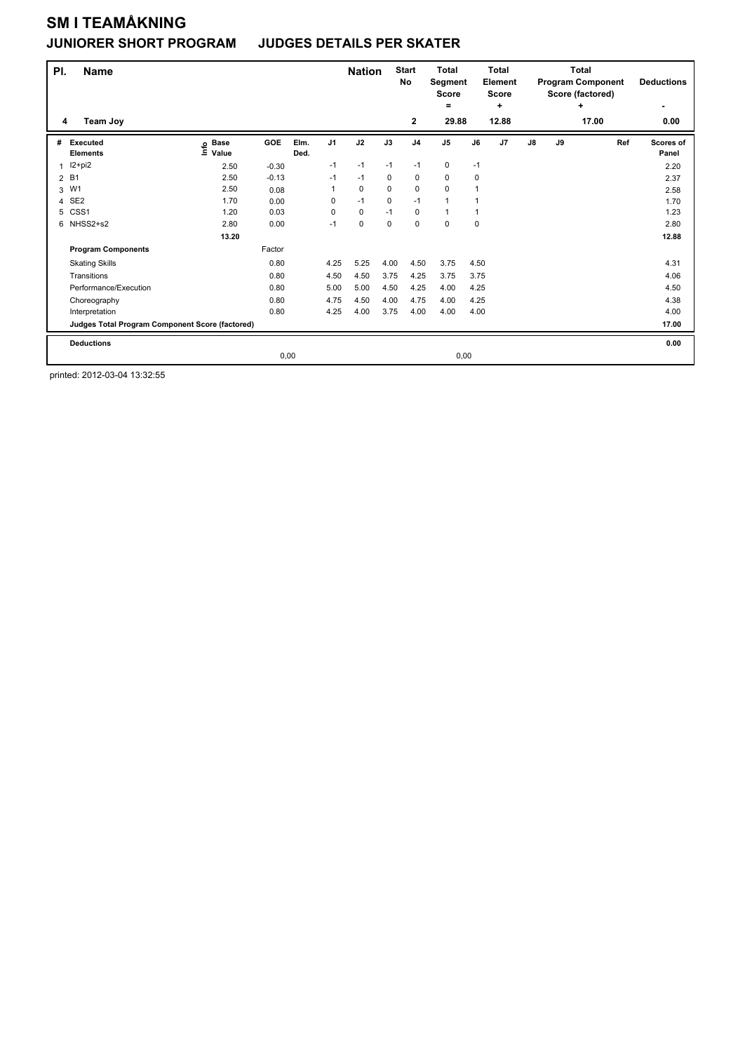# SM I TEAMÅKNING

## JUNIORER SHORT PROGRAM JUDGES DETAILS PER SKATER

| Pl. | Name | Nation | Start No | Total Segment Score = | Total Element Score + | Total Program Component Score (factored) + | Deductions - |
|---|---|---|---|---|---|---|---|
| 4 | Team Joy | | 2 | 29.88 | 12.88 | 17.00 | 0.00 |

| # | Executed Elements | Info | Base Value | GOE | Elm. Ded. | J1 | J2 | J3 | J4 | J5 | J6 | J7 | J8 | J9 | Ref | Scores of Panel |
|---|---|---|---|---|---|---|---|---|---|---|---|---|---|---|---|---|
| 1 | I2+pi2 | | 2.50 | -0.30 | | -1 | -1 | -1 | -1 | 0 | -1 | | | | | 2.20 |
| 2 | B1 | | 2.50 | -0.13 | | -1 | -1 | 0 | 0 | 0 | 0 | | | | | 2.37 |
| 3 | W1 | | 2.50 | 0.08 | | 1 | 0 | 0 | 0 | 0 | 1 | | | | | 2.58 |
| 4 | SE2 | | 1.70 | 0.00 | | 0 | -1 | 0 | -1 | 1 | 1 | | | | | 1.70 |
| 5 | CSS1 | | 1.20 | 0.03 | | 0 | 0 | -1 | 0 | 1 | 1 | | | | | 1.23 |
| 6 | NHSS2+s2 | | 2.80 | 0.00 | | -1 | 0 | 0 | 0 | 0 | 0 | | | | | 2.80 |
| | | | 13.20 | | | | | | | | | | | | | 12.88 |
| | **Program Components** | | | Factor | | | | | | | | | | | | |
| | Skating Skills | | | 0.80 | | 4.25 | 5.25 | 4.00 | 4.50 | 3.75 | 4.50 | | | | | 4.31 |
| | Transitions | | | 0.80 | | 4.50 | 4.50 | 3.75 | 4.25 | 3.75 | 3.75 | | | | | 4.06 |
| | Performance/Execution | | | 0.80 | | 5.00 | 5.00 | 4.50 | 4.25 | 4.00 | 4.25 | | | | | 4.50 |
| | Choreography | | | 0.80 | | 4.75 | 4.50 | 4.00 | 4.75 | 4.00 | 4.25 | | | | | 4.38 |
| | Interpretation | | | 0.80 | | 4.25 | 4.00 | 3.75 | 4.00 | 4.00 | 4.00 | | | | | 4.00 |
| | **Judges Total Program Component Score (factored)** | | | | | | | | | | | | | | | 17.00 |
| | **Deductions** | | | | | | | | | | | | | | | 0.00 |
| | | | | 0,00 | | | | | | 0,00 | | | | | | |

printed: 2012-03-04 13:32:55